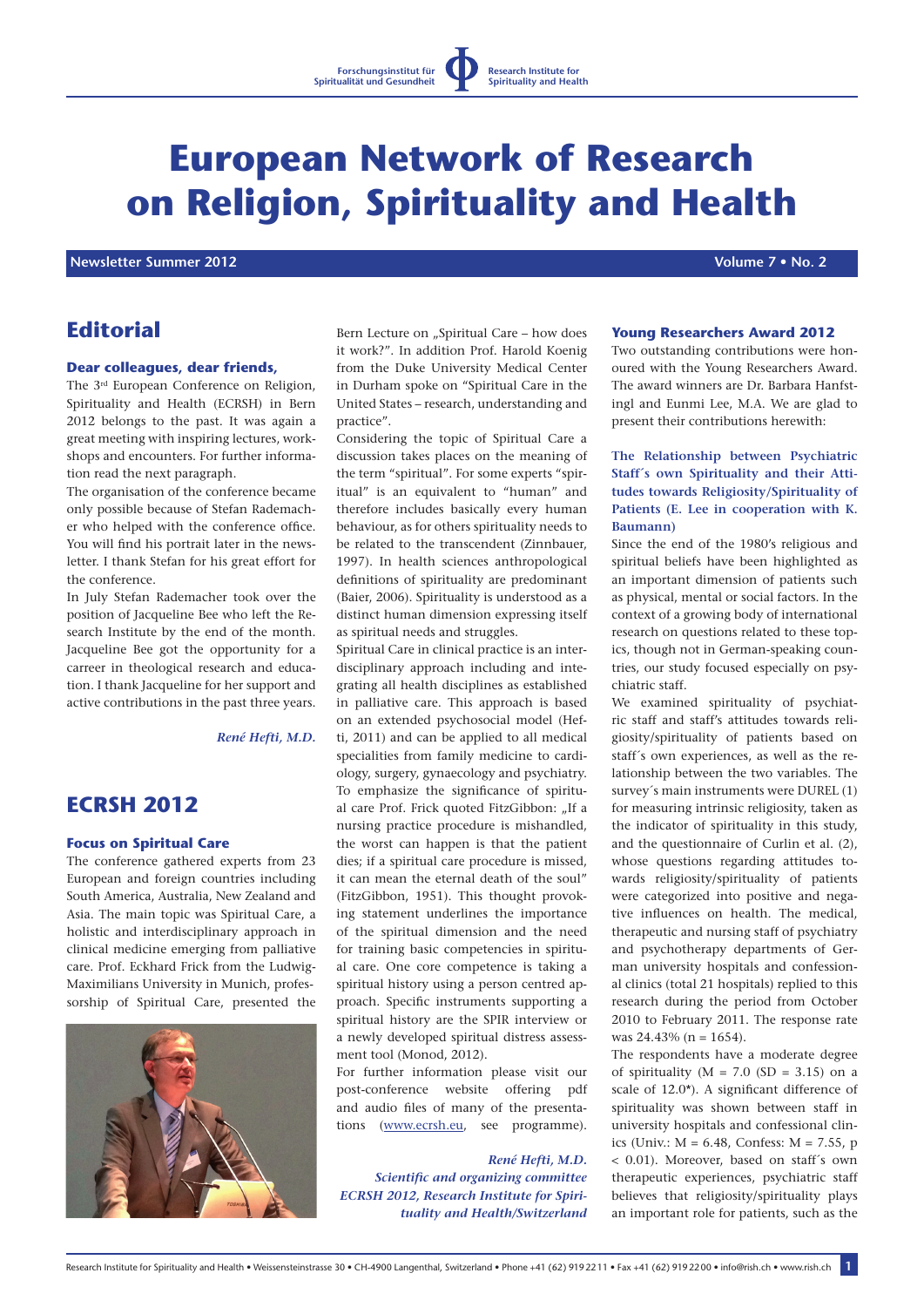Forschungsinstitut für Spiritualität und Gesundheit — Research Institute for Spirituality and Health

# European Network of Research on Religion, Spirituality and Health

**Newsletter Summer 2012** **Volume 7 • No. 2**

## Editorial

### Dear colleagues, dear friends,

The 3rd European Conference on Religion, Spirituality and Health (ECRSH) in Bern 2012 belongs to the past. It was again a great meeting with inspiring lectures, workshops and encounters. For further information read the next paragraph.

The organisation of the conference became only possible because of Stefan Rademacher who helped with the conference office. You will find his portrait later in the newsletter. I thank Stefan for his great effort for the conference.

In July Stefan Rademacher took over the position of Jacqueline Bee who left the Research Institute by the end of the month. Jacqueline Bee got the opportunity for a carreer in theological research and education. I thank Jacqueline for her support and active contributions in the past three years.

*René Hefti, M.D.*

## ECRSH 2012

### Focus on Spiritual Care

The conference gathered experts from 23 European and foreign countries including South America, Australia, New Zealand and Asia. The main topic was Spiritual Care, a holistic and interdisciplinary approach in clinical medicine emerging from palliative care. Prof. Eckhard Frick from the Ludwig-Maximilians University in Munich, professorship of Spiritual Care, presented the Bern Lecture on „Spiritual Care – how does it work?". In addition Prof. Harold Koenig from the Duke University Medical Center in Durham spoke on "Spiritual Care in the United States – research, understanding and practice".

Considering the topic of Spiritual Care a discussion takes places on the meaning of the term "spiritual". For some experts "spiritual" is an equivalent to "human" and therefore includes basically every human behaviour, as for others spirituality needs to be related to the transcendent (Zinnbauer, 1997). In health sciences anthropological definitions of spirituality are predominant (Baier, 2006). Spirituality is understood as a distinct human dimension expressing itself as spiritual needs and struggles.

Spiritual Care in clinical practice is an interdisciplinary approach including and integrating all health disciplines as established in palliative care. This approach is based on an extended psychosocial model (Hefti, 2011) and can be applied to all medical specialities from family medicine to cardiology, surgery, gynaecology and psychiatry. To emphasize the significance of spiritual care Prof. Frick quoted FitzGibbon: „If a nursing practice procedure is mishandled, the worst can happen is that the patient dies; if a spiritual care procedure is missed, it can mean the eternal death of the soul" (FitzGibbon, 1951). This thought provoking statement underlines the importance of the spiritual dimension and the need for training basic competencies in spiritual care. One core competence is taking a spiritual history using a person centred approach. Specific instruments supporting a spiritual history are the SPIR interview or a newly developed spiritual distress assessment tool (Monod, 2012).

For further information please visit our post-conference website offering pdf and audio files of many of the presentations (www.ecrsh.eu, see programme).

*René Hefti, M.D.*
*Scientific and organizing committee ECRSH 2012, Research Institute for Spirituality and Health/Switzerland*

### Young Researchers Award 2012

Two outstanding contributions were honoured with the Young Researchers Award. The award winners are Dr. Barbara Hanfstingl and Eunmi Lee, M.A. We are glad to present their contributions herewith:

#### The Relationship between Psychiatric Staff´s own Spirituality and their Attitudes towards Religiosity/Spirituality of Patients (E. Lee in cooperation with K. Baumann)

Since the end of the 1980's religious and spiritual beliefs have been highlighted as an important dimension of patients such as physical, mental or social factors. In the context of a growing body of international research on questions related to these topics, though not in German-speaking countries, our study focused especially on psychiatric staff.

We examined spirituality of psychiatric staff and staff's attitudes towards religiosity/spirituality of patients based on staff´s own experiences, as well as the relationship between the two variables. The survey´s main instruments were DUREL (1) for measuring intrinsic religiosity, taken as the indicator of spirituality in this study, and the questionnaire of Curlin et al. (2), whose questions regarding attitudes towards religiosity/spirituality of patients were categorized into positive and negative influences on health. The medical, therapeutic and nursing staff of psychiatry and psychotherapy departments of German university hospitals and confessional clinics (total 21 hospitals) replied to this research during the period from October 2010 to February 2011. The response rate was 24.43% ($n = 1654$).

The respondents have a moderate degree of spirituality ($M = 7.0$ ($SD = 3.15$) on a scale of 12.0*). A significant difference of spirituality was shown between staff in university hospitals and confessional clinics (Univ.: $M = 6.48$, Confess: $M = 7.55$, $p < 0.01$). Moreover, based on staff´s own therapeutic experiences, psychiatric staff believes that religiosity/spirituality plays an important role for patients, such as the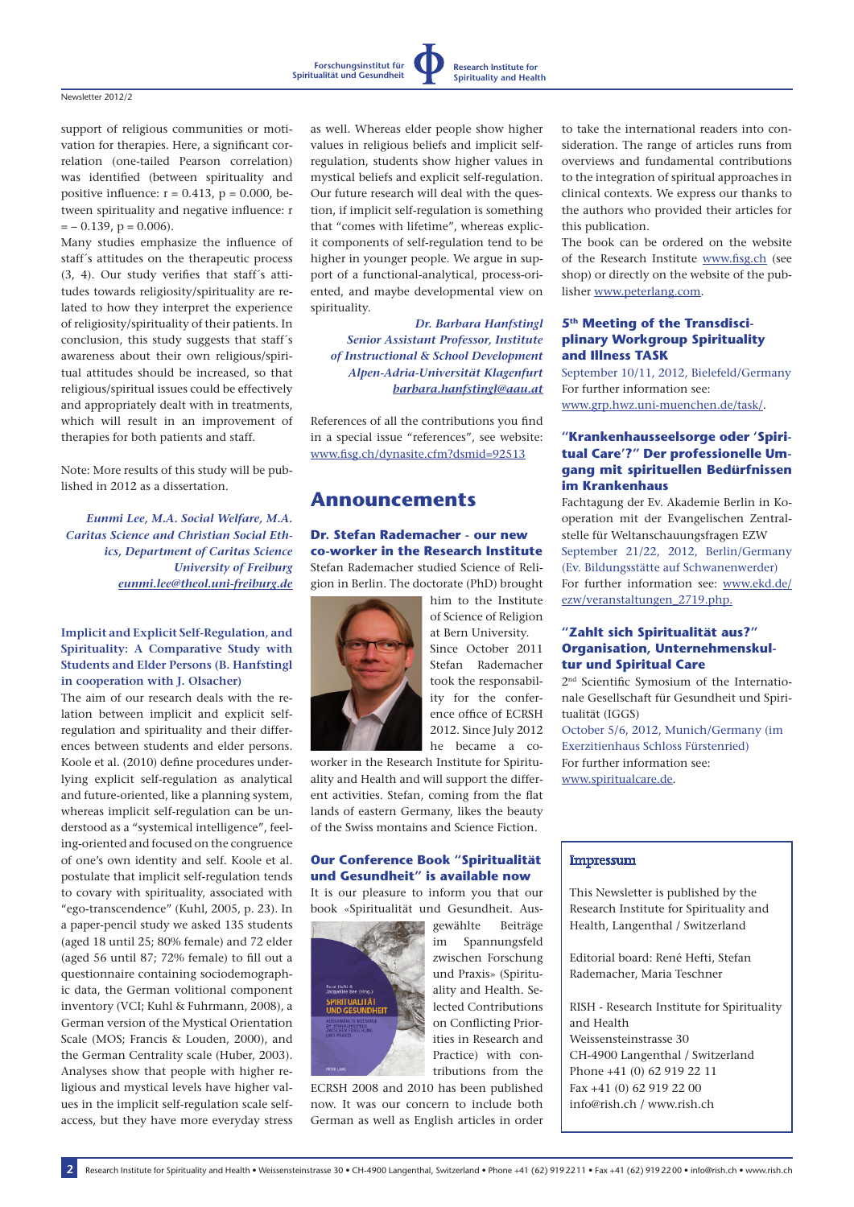support of religious communities or motivation for therapies. Here, a significant correlation (one-tailed Pearson correlation) was identified (between spirituality and positive influence: $r = 0.413$, $p = 0.000$, between spirituality and negative influence: $r = -0.139$, $p = 0.006$).

Many studies emphasize the influence of staff´s attitudes on the therapeutic process (3, 4). Our study verifies that staff´s attitudes towards religiosity/spirituality are related to how they interpret the experience of religiosity/spirituality of their patients. In conclusion, this study suggests that staff´s awareness about their own religious/spiritual attitudes should be increased, so that religious/spiritual issues could be effectively and appropriately dealt with in treatments, which will result in an improvement of therapies for both patients and staff.

Note: More results of this study will be published in 2012 as a dissertation.

*Eunmi Lee, M.A. Social Welfare, M.A. Caritas Science and Christian Social Ethics, Department of Caritas Science University of Freiburg*
*eunmi.lee@theol.uni-freiburg.de*

### Implicit and Explicit Self-Regulation, and Spirituality: A Comparative Study with Students and Elder Persons (B. Hanfstingl in cooperation with J. Olsacher)

The aim of our research deals with the relation between implicit and explicit self-regulation and spirituality and their differences between students and elder persons. Koole et al. (2010) define procedures underlying explicit self-regulation as analytical and future-oriented, like a planning system, whereas implicit self-regulation can be understood as a "systemical intelligence", feeling-oriented and focused on the congruence of one's own identity and self. Koole et al. postulate that implicit self-regulation tends to covary with spirituality, associated with "ego-transcendence" (Kuhl, 2005, p. 23). In a paper-pencil study we asked 135 students (aged 18 until 25; 80% female) and 72 elder (aged 56 until 87; 72% female) to fill out a questionnaire containing sociodemographic data, the German volitional component inventory (VCI; Kuhl & Fuhrmann, 2008), a German version of the Mystical Orientation Scale (MOS; Francis & Louden, 2000), and the German Centrality scale (Huber, 2003). Analyses show that people with higher religious and mystical levels have higher values in the implicit self-regulation scale self-access, but they have more everyday stress as well. Whereas elder people show higher values in religious beliefs and implicit self-regulation, students show higher values in mystical beliefs and explicit self-regulation. Our future research will deal with the question, if implicit self-regulation is something that "comes with lifetime", whereas explicit components of self-regulation tend to be higher in younger people. We argue in support of a functional-analytical, process-oriented, and maybe developmental view on spirituality.

*Dr. Barbara Hanfstingl*
*Senior Assistant Professor, Institute of Instructional & School Development*
*Alpen-Adria-Universität Klagenfurt*
*barbara.hanfstingl@aau.at*

References of all the contributions you find in a special issue "references", see website: www.fisg.ch/dynasite.cfm?dsmid=92513

## Announcements

### Dr. Stefan Rademacher - our new co-worker in the Research Institute

Stefan Rademacher studied Science of Religion in Berlin. The doctorate (PhD) brought him to the Institute of Science of Religion at Bern University. Since October 2011 Stefan Rademacher took the responsability for the conference office of ECRSH 2012. Since July 2012 he became a co-worker in the Research Institute for Spirituality and Health and will support the different activities. Stefan, coming from the flat lands of eastern Germany, likes the beauty of the Swiss montains and Science Fiction.

### Our Conference Book "Spiritualität und Gesundheit" is available now

It is our pleasure to inform you that our book «Spiritualität und Gesundheit. Ausgewählte Beiträge im Spannungsfeld zwischen Forschung und Praxis» (Spirituality and Health. Selected Contributions on Conflicting Priorities in Research and Practice) with contributions from the ECRSH 2008 and 2010 has been published now. It was our concern to include both German as well as English articles in order to take the international readers into consideration. The range of articles runs from overviews and fundamental contributions to the integration of spiritual approaches in clinical contexts. We express our thanks to the authors who provided their articles for this publication.

The book can be ordered on the website of the Research Institute www.fisg.ch (see shop) or directly on the website of the publisher www.peterlang.com.

### 5th Meeting of the Transdisciplinary Workgroup Spirituality and Illness TASK

September 10/11, 2012, Bielefeld/Germany
For further information see:
www.grp.hwz.uni-muenchen.de/task/.

### "Krankenhausseelsorge oder 'Spiritual Care'?" Der professionelle Umgang mit spirituellen Bedürfnissen im Krankenhaus

Fachtagung der Ev. Akademie Berlin in Kooperation mit der Evangelischen Zentralstelle für Weltanschauungsfragen EZW
September 21/22, 2012, Berlin/Germany (Ev. Bildungsstätte auf Schwanenwerder)
For further information see: www.ekd.de/ezw/veranstaltungen_2719.php.

### "Zahlt sich Spiritualität aus?" Organisation, Unternehmenskultur und Spiritual Care

2nd Scientific Symosium of the Internationale Gesellschaft für Gesundheit und Spiritualität (IGGS)
October 5/6, 2012, Munich/Germany (im Exerzitienhaus Schloss Fürstenried)
For further information see:
www.spiritualcare.de.

### Impressum

This Newsletter is published by the Research Institute for Spirituality and Health, Langenthal / Switzerland

Editorial board: René Hefti, Stefan Rademacher, Maria Teschner

RISH - Research Institute for Spirituality and Health
Weissensteinstrasse 30
CH-4900 Langenthal / Switzerland
Phone +41 (0) 62 919 22 11
Fax +41 (0) 62 919 22 00
info@rish.ch / www.rish.ch